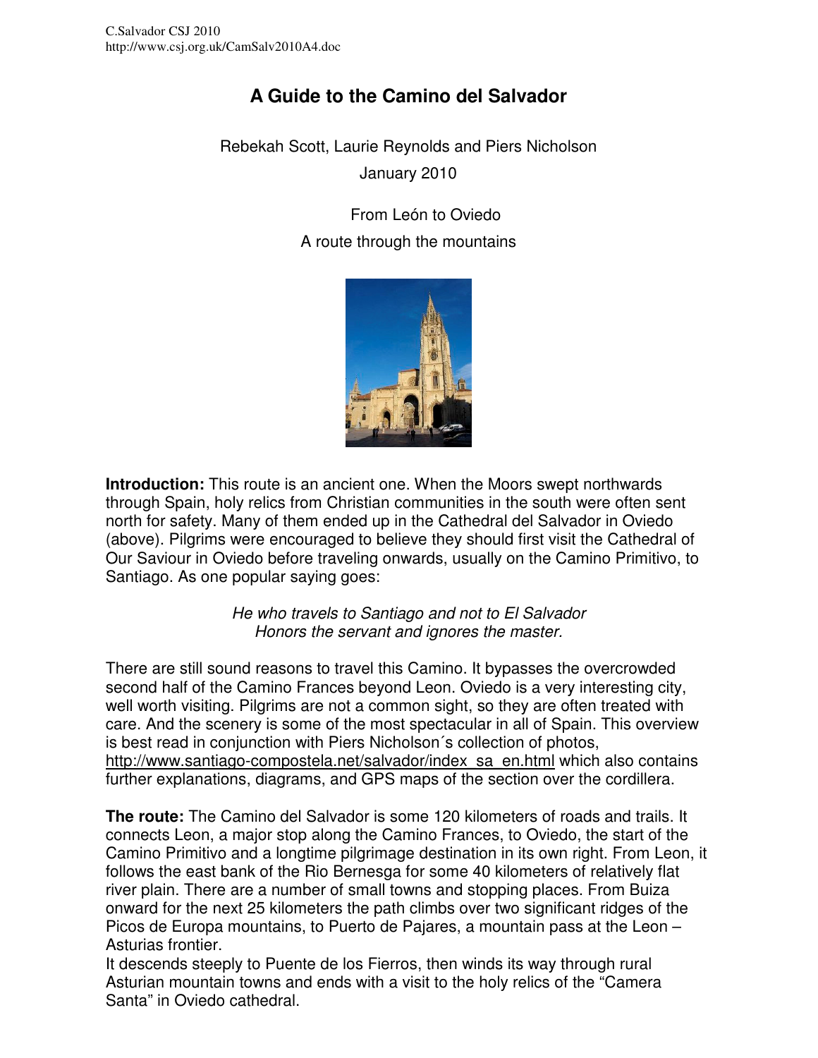C.Salvador CSJ 2010
http://www.csj.org.uk/CamSalv2010A4.doc

# A Guide to the Camino del Salvador

Rebekah Scott, Laurie Reynolds and Piers Nicholson

January 2010

From León to Oviedo

A route through the mountains

**Introduction:** This route is an ancient one. When the Moors swept northwards through Spain, holy relics from Christian communities in the south were often sent north for safety. Many of them ended up in the Cathedral del Salvador in Oviedo (above). Pilgrims were encouraged to believe they should first visit the Cathedral of Our Saviour in Oviedo before traveling onwards, usually on the Camino Primitivo, to Santiago. As one popular saying goes:

*He who travels to Santiago and not to El Salvador*
*Honors the servant and ignores the master.*

There are still sound reasons to travel this Camino. It bypasses the overcrowded second half of the Camino Frances beyond Leon. Oviedo is a very interesting city, well worth visiting. Pilgrims are not a common sight, so they are often treated with care. And the scenery is some of the most spectacular in all of Spain. This overview is best read in conjunction with Piers Nicholson´s collection of photos, http://www.santiago-compostela.net/salvador/index_sa_en.html which also contains further explanations, diagrams, and GPS maps of the section over the cordillera.

**The route:** The Camino del Salvador is some 120 kilometers of roads and trails. It connects Leon, a major stop along the Camino Frances, to Oviedo, the start of the Camino Primitivo and a longtime pilgrimage destination in its own right. From Leon, it follows the east bank of the Rio Bernesga for some 40 kilometers of relatively flat river plain. There are a number of small towns and stopping places. From Buiza onward for the next 25 kilometers the path climbs over two significant ridges of the Picos de Europa mountains, to Puerto de Pajares, a mountain pass at the Leon – Asturias frontier.
It descends steeply to Puente de los Fierros, then winds its way through rural Asturian mountain towns and ends with a visit to the holy relics of the "Camera Santa" in Oviedo cathedral.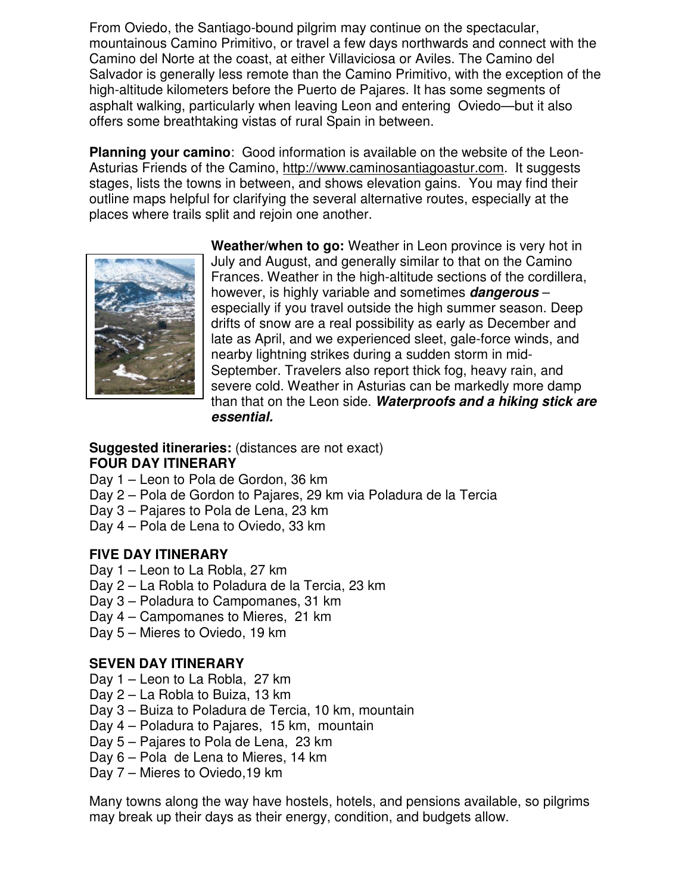From Oviedo, the Santiago-bound pilgrim may continue on the spectacular, mountainous Camino Primitivo, or travel a few days northwards and connect with the Camino del Norte at the coast, at either Villaviciosa or Aviles. The Camino del Salvador is generally less remote than the Camino Primitivo, with the exception of the high-altitude kilometers before the Puerto de Pajares. It has some segments of asphalt walking, particularly when leaving Leon and entering Oviedo—but it also offers some breathtaking vistas of rural Spain in between.

**Planning your camino**: Good information is available on the website of the Leon-Asturias Friends of the Camino, http://www.caminosantiagoastur.com. It suggests stages, lists the towns in between, and shows elevation gains. You may find their outline maps helpful for clarifying the several alternative routes, especially at the places where trails split and rejoin one another.

**Weather/when to go:** Weather in Leon province is very hot in July and August, and generally similar to that on the Camino Frances. Weather in the high-altitude sections of the cordillera, however, is highly variable and sometimes ***dangerous*** – especially if you travel outside the high summer season. Deep drifts of snow are a real possibility as early as December and late as April, and we experienced sleet, gale-force winds, and nearby lightning strikes during a sudden storm in mid-September. Travelers also report thick fog, heavy rain, and severe cold. Weather in Asturias can be markedly more damp than that on the Leon side. ***Waterproofs and a hiking stick are essential.***

**Suggested itineraries:** (distances are not exact)

**FOUR DAY ITINERARY**

Day 1 – Leon to Pola de Gordon, 36 km
Day 2 – Pola de Gordon to Pajares, 29 km via Poladura de la Tercia
Day 3 – Pajares to Pola de Lena, 23 km
Day 4 – Pola de Lena to Oviedo, 33 km

**FIVE DAY ITINERARY**

Day 1 – Leon to La Robla, 27 km
Day 2 – La Robla to Poladura de la Tercia, 23 km
Day 3 – Poladura to Campomanes, 31 km
Day 4 – Campomanes to Mieres, 21 km
Day 5 – Mieres to Oviedo, 19 km

**SEVEN DAY ITINERARY**

Day 1 – Leon to La Robla, 27 km
Day 2 – La Robla to Buiza, 13 km
Day 3 – Buiza to Poladura de Tercia, 10 km, mountain
Day 4 – Poladura to Pajares, 15 km, mountain
Day 5 – Pajares to Pola de Lena, 23 km
Day 6 – Pola de Lena to Mieres, 14 km
Day 7 – Mieres to Oviedo,19 km

Many towns along the way have hostels, hotels, and pensions available, so pilgrims may break up their days as their energy, condition, and budgets allow.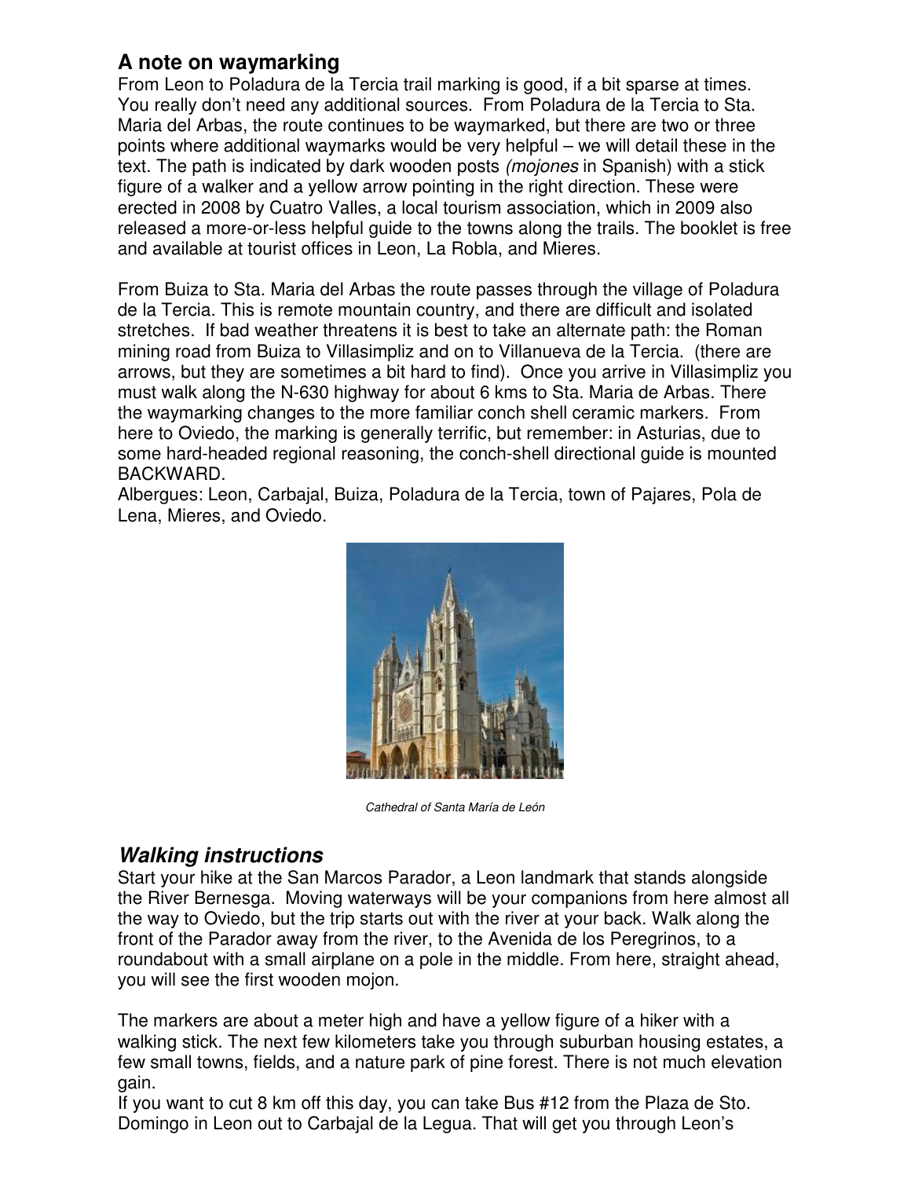## A note on waymarking

From Leon to Poladura de la Tercia trail marking is good, if a bit sparse at times. You really don't need any additional sources. From Poladura de la Tercia to Sta. Maria del Arbas, the route continues to be waymarked, but there are two or three points where additional waymarks would be very helpful – we will detail these in the text. The path is indicated by dark wooden posts *(mojones* in Spanish) with a stick figure of a walker and a yellow arrow pointing in the right direction. These were erected in 2008 by Cuatro Valles, a local tourism association, which in 2009 also released a more-or-less helpful guide to the towns along the trails. The booklet is free and available at tourist offices in Leon, La Robla, and Mieres.

From Buiza to Sta. Maria del Arbas the route passes through the village of Poladura de la Tercia. This is remote mountain country, and there are difficult and isolated stretches. If bad weather threatens it is best to take an alternate path: the Roman mining road from Buiza to Villasimpliz and on to Villanueva de la Tercia. (there are arrows, but they are sometimes a bit hard to find). Once you arrive in Villasimpliz you must walk along the N-630 highway for about 6 kms to Sta. Maria de Arbas. There the waymarking changes to the more familiar conch shell ceramic markers. From here to Oviedo, the marking is generally terrific, but remember: in Asturias, due to some hard-headed regional reasoning, the conch-shell directional guide is mounted BACKWARD.

Albergues: Leon, Carbajal, Buiza, Poladura de la Tercia, town of Pajares, Pola de Lena, Mieres, and Oviedo.

*Cathedral of Santa María de León*

## *Walking instructions*

Start your hike at the San Marcos Parador, a Leon landmark that stands alongside the River Bernesga. Moving waterways will be your companions from here almost all the way to Oviedo, but the trip starts out with the river at your back. Walk along the front of the Parador away from the river, to the Avenida de los Peregrinos, to a roundabout with a small airplane on a pole in the middle. From here, straight ahead, you will see the first wooden mojon.

The markers are about a meter high and have a yellow figure of a hiker with a walking stick. The next few kilometers take you through suburban housing estates, a few small towns, fields, and a nature park of pine forest. There is not much elevation gain.

If you want to cut 8 km off this day, you can take Bus #12 from the Plaza de Sto. Domingo in Leon out to Carbajal de la Legua. That will get you through Leon's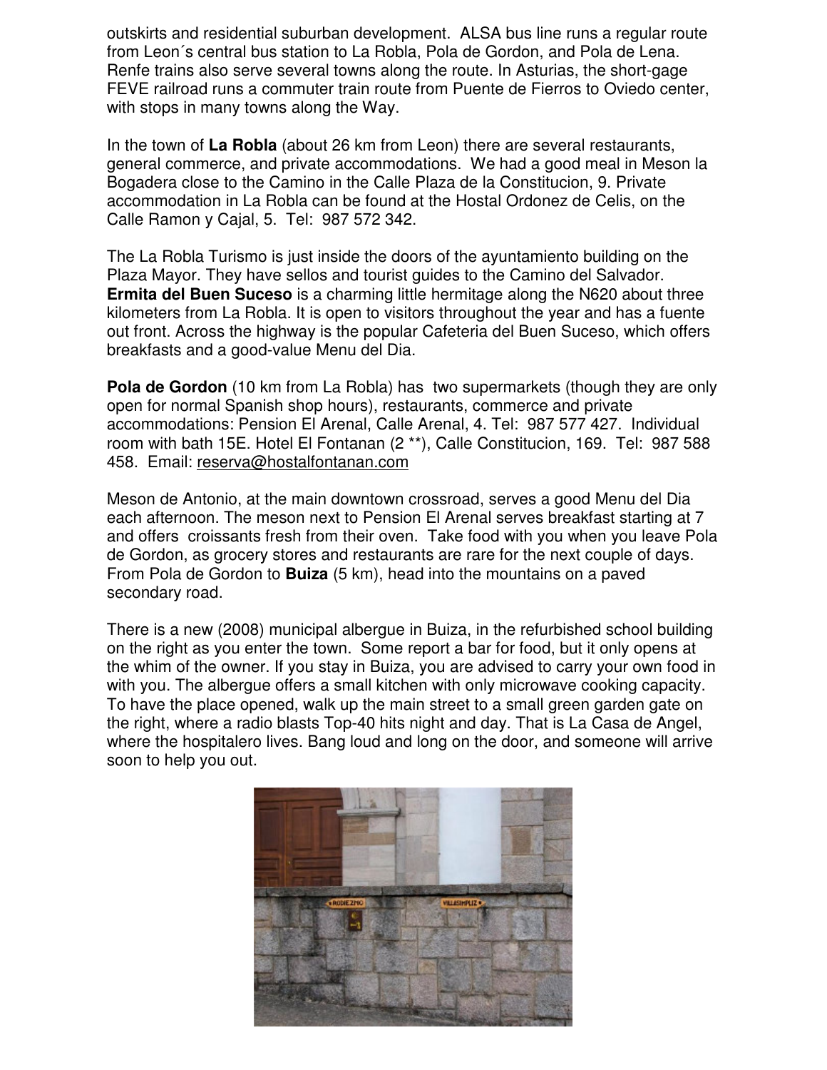outskirts and residential suburban development. ALSA bus line runs a regular route from Leon´s central bus station to La Robla, Pola de Gordon, and Pola de Lena. Renfe trains also serve several towns along the route. In Asturias, the short-gage FEVE railroad runs a commuter train route from Puente de Fierros to Oviedo center, with stops in many towns along the Way.

In the town of **La Robla** (about 26 km from Leon) there are several restaurants, general commerce, and private accommodations. We had a good meal in Meson la Bogadera close to the Camino in the Calle Plaza de la Constitucion, 9. Private accommodation in La Robla can be found at the Hostal Ordonez de Celis, on the Calle Ramon y Cajal, 5. Tel: 987 572 342.

The La Robla Turismo is just inside the doors of the ayuntamiento building on the Plaza Mayor. They have sellos and tourist guides to the Camino del Salvador. **Ermita del Buen Suceso** is a charming little hermitage along the N620 about three kilometers from La Robla. It is open to visitors throughout the year and has a fuente out front. Across the highway is the popular Cafeteria del Buen Suceso, which offers breakfasts and a good-value Menu del Dia.

**Pola de Gordon** (10 km from La Robla) has two supermarkets (though they are only open for normal Spanish shop hours), restaurants, commerce and private accommodations: Pension El Arenal, Calle Arenal, 4. Tel: 987 577 427. Individual room with bath 15E. Hotel El Fontanan (2 **), Calle Constitucion, 169. Tel: 987 588 458. Email: reserva@hostalfontanan.com

Meson de Antonio, at the main downtown crossroad, serves a good Menu del Dia each afternoon. The meson next to Pension El Arenal serves breakfast starting at 7 and offers croissants fresh from their oven. Take food with you when you leave Pola de Gordon, as grocery stores and restaurants are rare for the next couple of days. From Pola de Gordon to **Buiza** (5 km), head into the mountains on a paved secondary road.

There is a new (2008) municipal albergue in Buiza, in the refurbished school building on the right as you enter the town. Some report a bar for food, but it only opens at the whim of the owner. If you stay in Buiza, you are advised to carry your own food in with you. The albergue offers a small kitchen with only microwave cooking capacity. To have the place opened, walk up the main street to a small green garden gate on the right, where a radio blasts Top-40 hits night and day. That is La Casa de Angel, where the hospitalero lives. Bang loud and long on the door, and someone will arrive soon to help you out.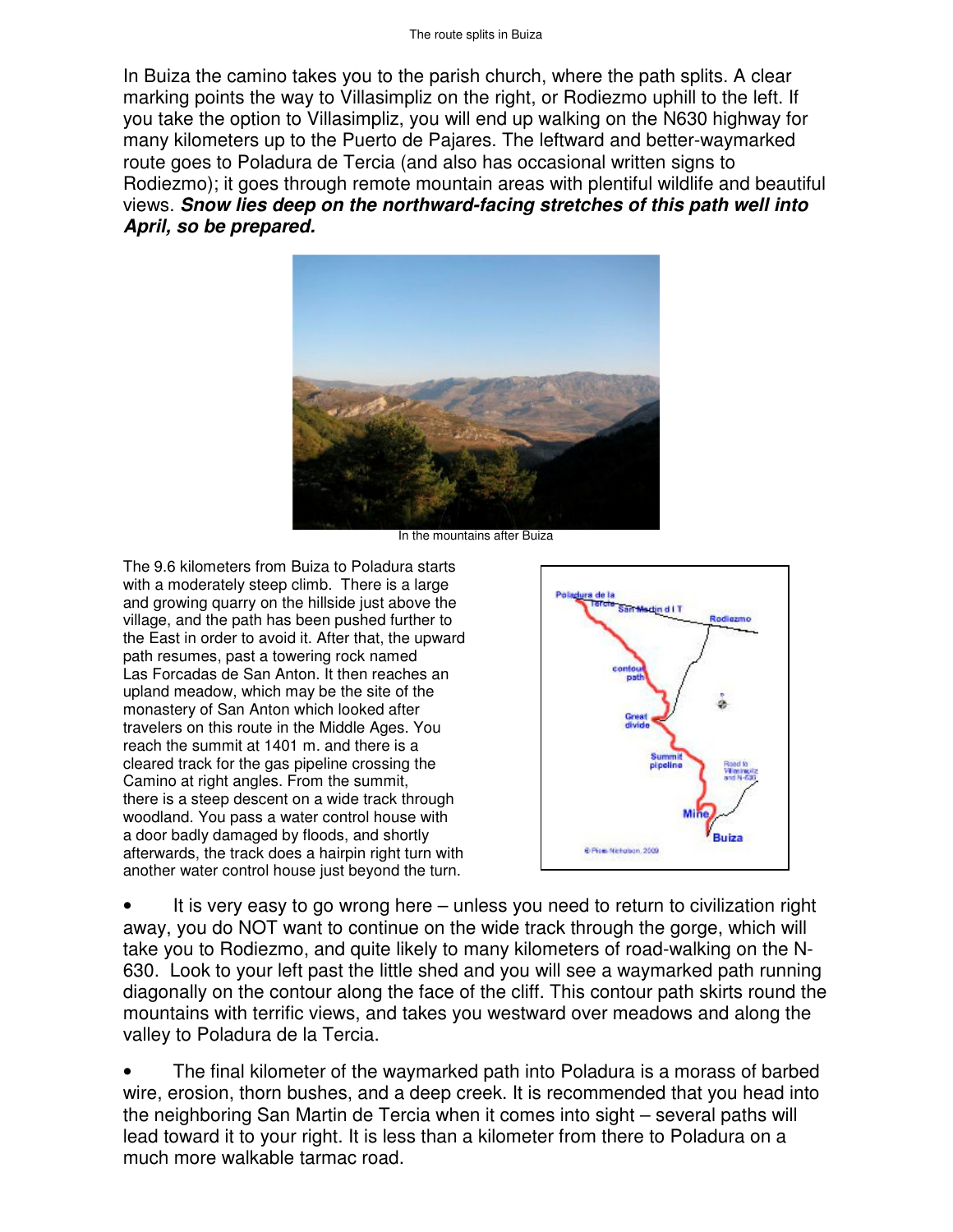In Buiza the camino takes you to the parish church, where the path splits. A clear marking points the way to Villasimpliz on the right, or Rodiezmo uphill to the left. If you take the option to Villasimpliz, you will end up walking on the N630 highway for many kilometers up to the Puerto de Pajares. The leftward and better-waymarked route goes to Poladura de Tercia (and also has occasional written signs to Rodiezmo); it goes through remote mountain areas with plentiful wildlife and beautiful views. ***Snow lies deep on the northward-facing stretches of this path well into April, so be prepared.***

In the mountains after Buiza

The 9.6 kilometers from Buiza to Poladura starts with a moderately steep climb. There is a large and growing quarry on the hillside just above the village, and the path has been pushed further to the East in order to avoid it. After that, the upward path resumes, past a towering rock named Las Forcadas de San Anton. It then reaches an upland meadow, which may be the site of the monastery of San Anton which looked after travelers on this route in the Middle Ages. You reach the summit at 1401 m. and there is a cleared track for the gas pipeline crossing the Camino at right angles. From the summit, there is a steep descent on a wide track through woodland. You pass a water control house with a door badly damaged by floods, and shortly afterwards, the track does a hairpin right turn with another water control house just beyond the turn.

- It is very easy to go wrong here – unless you need to return to civilization right away, you do NOT want to continue on the wide track through the gorge, which will take you to Rodiezmo, and quite likely to many kilometers of road-walking on the N-630. Look to your left past the little shed and you will see a waymarked path running diagonally on the contour along the face of the cliff. This contour path skirts round the mountains with terrific views, and takes you westward over meadows and along the valley to Poladura de la Tercia.

- The final kilometer of the waymarked path into Poladura is a morass of barbed wire, erosion, thorn bushes, and a deep creek. It is recommended that you head into the neighboring San Martin de Tercia when it comes into sight – several paths will lead toward it to your right. It is less than a kilometer from there to Poladura on a much more walkable tarmac road.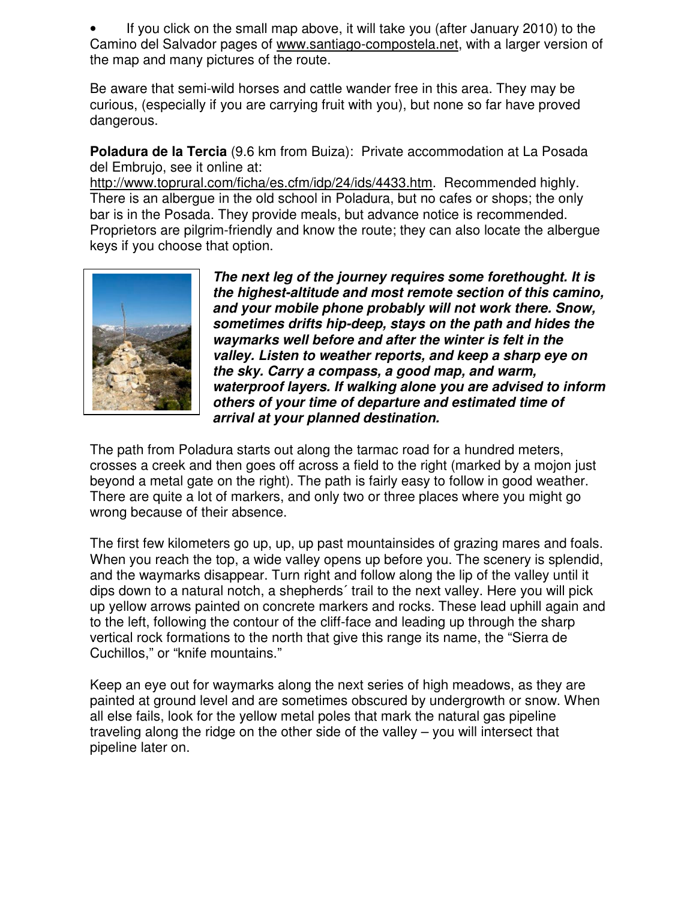- If you click on the small map above, it will take you (after January 2010) to the Camino del Salvador pages of www.santiago-compostela.net, with a larger version of the map and many pictures of the route.

Be aware that semi-wild horses and cattle wander free in this area. They may be curious, (especially if you are carrying fruit with you), but none so far have proved dangerous.

**Poladura de la Tercia** (9.6 km from Buiza): Private accommodation at La Posada del Embrujo, see it online at: http://www.toprural.com/ficha/es.cfm/idp/24/ids/4433.htm. Recommended highly. There is an albergue in the old school in Poladura, but no cafes or shops; the only bar is in the Posada. They provide meals, but advance notice is recommended. Proprietors are pilgrim-friendly and know the route; they can also locate the albergue keys if you choose that option.

***The next leg of the journey requires some forethought. It is the highest-altitude and most remote section of this camino, and your mobile phone probably will not work there. Snow, sometimes drifts hip-deep, stays on the path and hides the waymarks well before and after the winter is felt in the valley. Listen to weather reports, and keep a sharp eye on the sky. Carry a compass, a good map, and warm, waterproof layers. If walking alone you are advised to inform others of your time of departure and estimated time of arrival at your planned destination.***

The path from Poladura starts out along the tarmac road for a hundred meters, crosses a creek and then goes off across a field to the right (marked by a mojon just beyond a metal gate on the right). The path is fairly easy to follow in good weather. There are quite a lot of markers, and only two or three places where you might go wrong because of their absence.

The first few kilometers go up, up, up past mountainsides of grazing mares and foals. When you reach the top, a wide valley opens up before you. The scenery is splendid, and the waymarks disappear. Turn right and follow along the lip of the valley until it dips down to a natural notch, a shepherds´ trail to the next valley. Here you will pick up yellow arrows painted on concrete markers and rocks. These lead uphill again and to the left, following the contour of the cliff-face and leading up through the sharp vertical rock formations to the north that give this range its name, the "Sierra de Cuchillos," or "knife mountains."

Keep an eye out for waymarks along the next series of high meadows, as they are painted at ground level and are sometimes obscured by undergrowth or snow. When all else fails, look for the yellow metal poles that mark the natural gas pipeline traveling along the ridge on the other side of the valley – you will intersect that pipeline later on.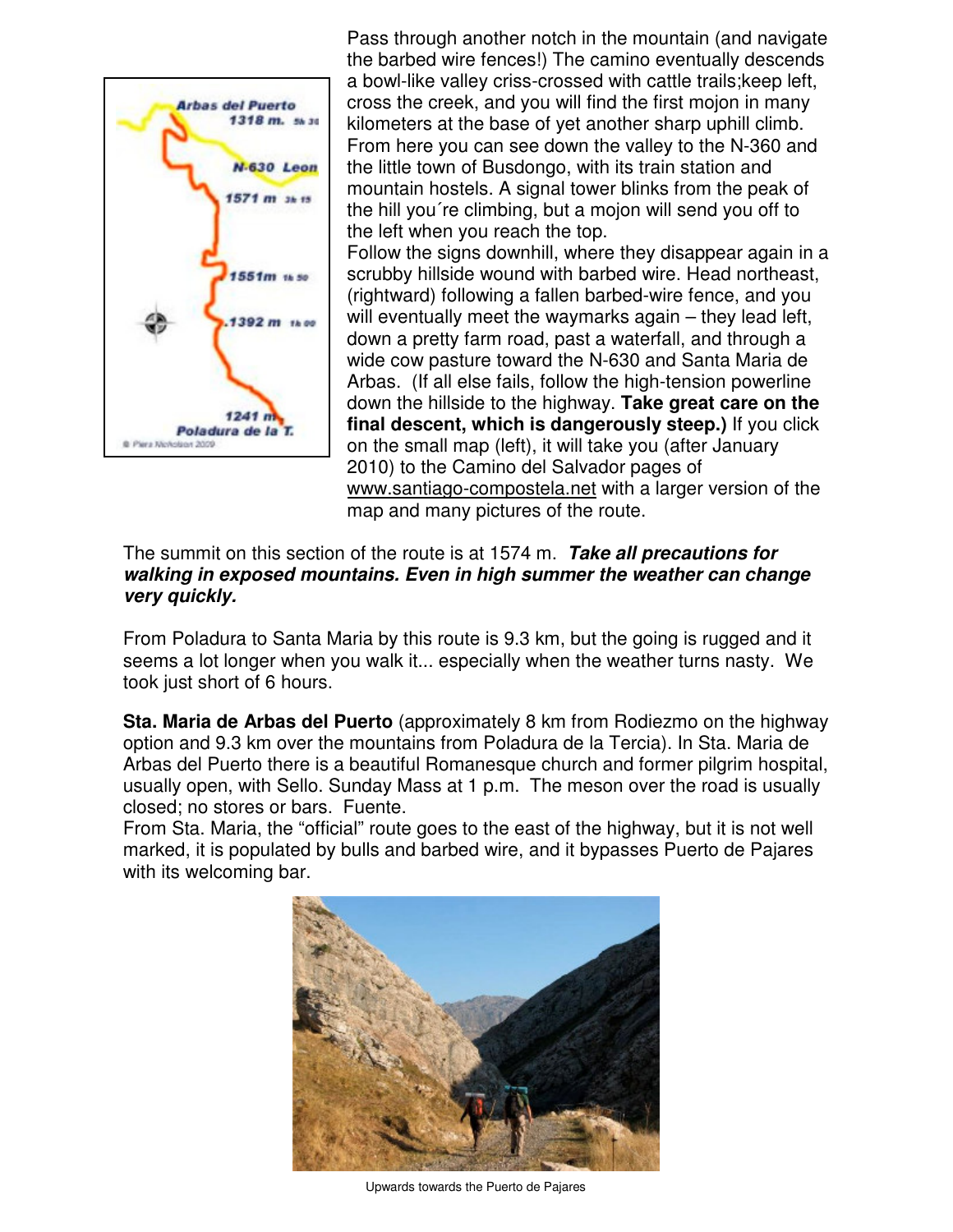Pass through another notch in the mountain (and navigate the barbed wire fences!) The camino eventually descends a bowl-like valley criss-crossed with cattle trails;keep left, cross the creek, and you will find the first mojon in many kilometers at the base of yet another sharp uphill climb. From here you can see down the valley to the N-360 and the little town of Busdongo, with its train station and mountain hostels. A signal tower blinks from the peak of the hill you´re climbing, but a mojon will send you off to the left when you reach the top.

Follow the signs downhill, where they disappear again in a scrubby hillside wound with barbed wire. Head northeast, (rightward) following a fallen barbed-wire fence, and you will eventually meet the waymarks again – they lead left, down a pretty farm road, past a waterfall, and through a wide cow pasture toward the N-630 and Santa Maria de Arbas. (If all else fails, follow the high-tension powerline down the hillside to the highway. **Take great care on the final descent, which is dangerously steep.)** If you click on the small map (left), it will take you (after January 2010) to the Camino del Salvador pages of www.santiago-compostela.net with a larger version of the map and many pictures of the route.

The summit on this section of the route is at 1574 m. ***Take all precautions for walking in exposed mountains. Even in high summer the weather can change very quickly.***

From Poladura to Santa Maria by this route is 9.3 km, but the going is rugged and it seems a lot longer when you walk it... especially when the weather turns nasty. We took just short of 6 hours.

**Sta. Maria de Arbas del Puerto** (approximately 8 km from Rodiezmo on the highway option and 9.3 km over the mountains from Poladura de la Tercia). In Sta. Maria de Arbas del Puerto there is a beautiful Romanesque church and former pilgrim hospital, usually open, with Sello. Sunday Mass at 1 p.m. The meson over the road is usually closed; no stores or bars. Fuente.

From Sta. Maria, the "official" route goes to the east of the highway, but it is not well marked, it is populated by bulls and barbed wire, and it bypasses Puerto de Pajares with its welcoming bar.

Upwards towards the Puerto de Pajares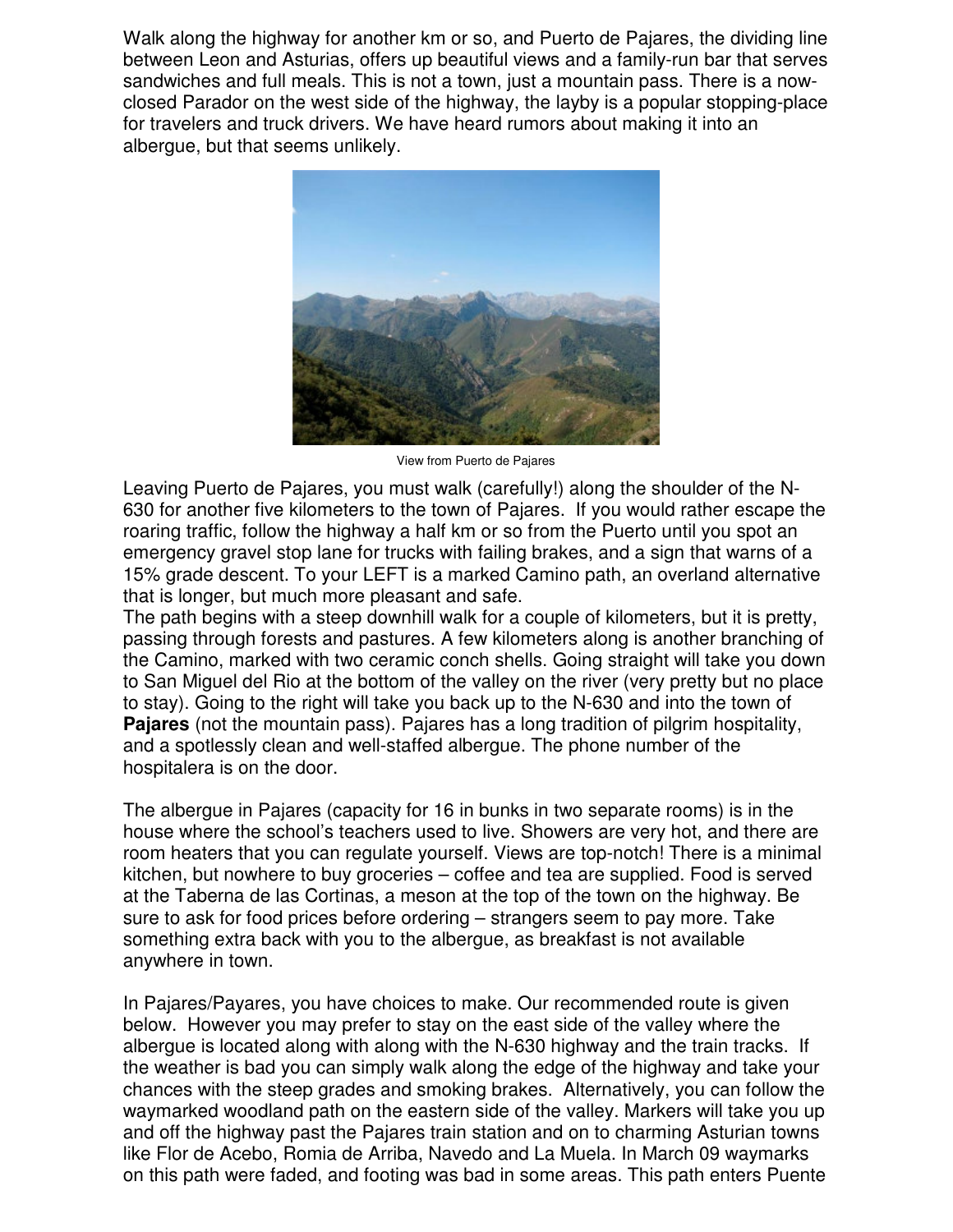Walk along the highway for another km or so, and Puerto de Pajares, the dividing line between Leon and Asturias, offers up beautiful views and a family-run bar that serves sandwiches and full meals. This is not a town, just a mountain pass. There is a now-closed Parador on the west side of the highway, the layby is a popular stopping-place for travelers and truck drivers. We have heard rumors about making it into an albergue, but that seems unlikely.

View from Puerto de Pajares

Leaving Puerto de Pajares, you must walk (carefully!) along the shoulder of the N-630 for another five kilometers to the town of Pajares. If you would rather escape the roaring traffic, follow the highway a half km or so from the Puerto until you spot an emergency gravel stop lane for trucks with failing brakes, and a sign that warns of a 15% grade descent. To your LEFT is a marked Camino path, an overland alternative that is longer, but much more pleasant and safe.

The path begins with a steep downhill walk for a couple of kilometers, but it is pretty, passing through forests and pastures. A few kilometers along is another branching of the Camino, marked with two ceramic conch shells. Going straight will take you down to San Miguel del Rio at the bottom of the valley on the river (very pretty but no place to stay). Going to the right will take you back up to the N-630 and into the town of **Pajares** (not the mountain pass). Pajares has a long tradition of pilgrim hospitality, and a spotlessly clean and well-staffed albergue. The phone number of the hospitalera is on the door.

The albergue in Pajares (capacity for 16 in bunks in two separate rooms) is in the house where the school's teachers used to live. Showers are very hot, and there are room heaters that you can regulate yourself. Views are top-notch! There is a minimal kitchen, but nowhere to buy groceries – coffee and tea are supplied. Food is served at the Taberna de las Cortinas, a meson at the top of the town on the highway. Be sure to ask for food prices before ordering – strangers seem to pay more. Take something extra back with you to the albergue, as breakfast is not available anywhere in town.

In Pajares/Payares, you have choices to make. Our recommended route is given below. However you may prefer to stay on the east side of the valley where the albergue is located along with along with the N-630 highway and the train tracks. If the weather is bad you can simply walk along the edge of the highway and take your chances with the steep grades and smoking brakes. Alternatively, you can follow the waymarked woodland path on the eastern side of the valley. Markers will take you up and off the highway past the Pajares train station and on to charming Asturian towns like Flor de Acebo, Romia de Arriba, Navedo and La Muela. In March 09 waymarks on this path were faded, and footing was bad in some areas. This path enters Puente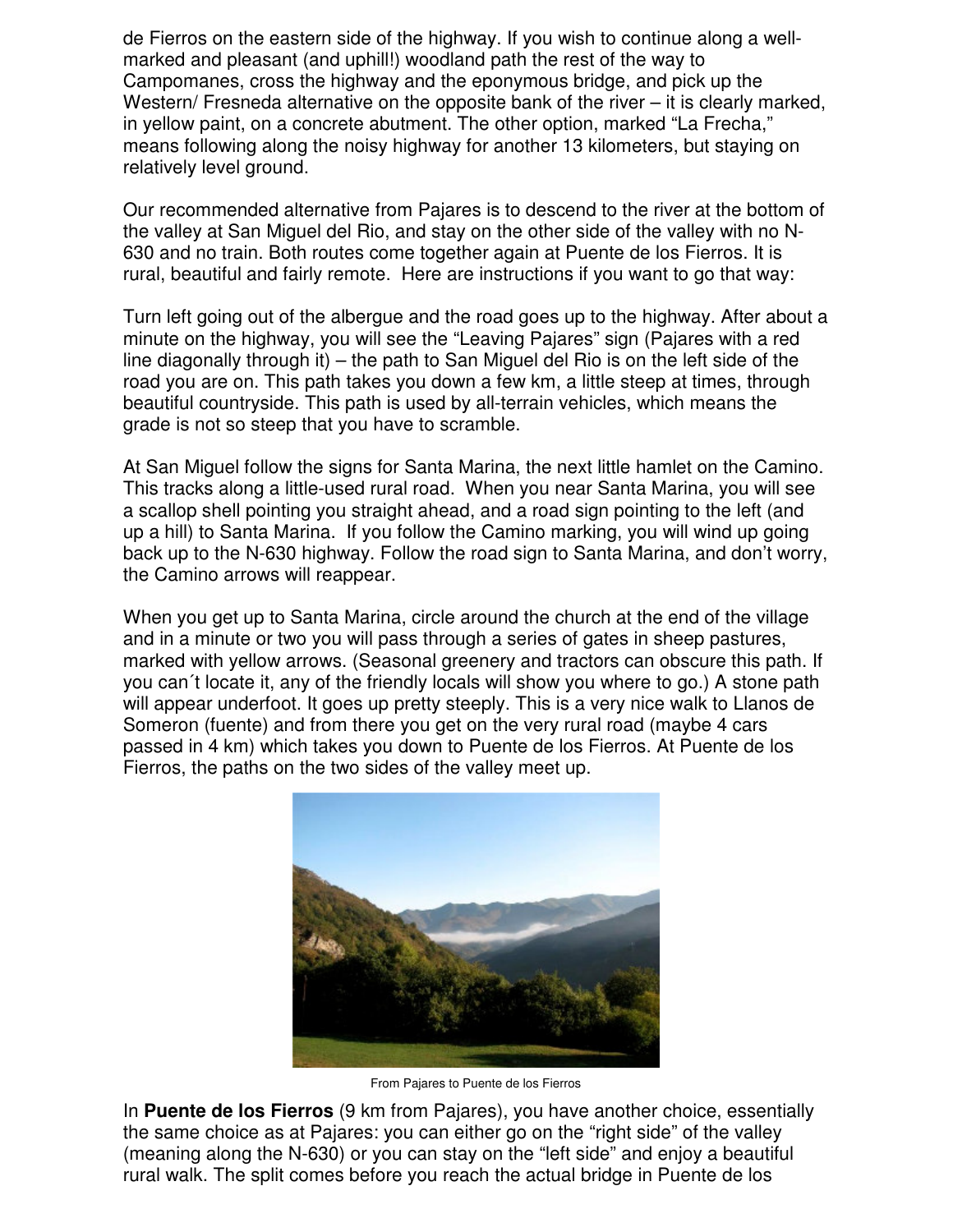de Fierros on the eastern side of the highway. If you wish to continue along a well-marked and pleasant (and uphill!) woodland path the rest of the way to Campomanes, cross the highway and the eponymous bridge, and pick up the Western/ Fresneda alternative on the opposite bank of the river – it is clearly marked, in yellow paint, on a concrete abutment. The other option, marked "La Frecha," means following along the noisy highway for another 13 kilometers, but staying on relatively level ground.

Our recommended alternative from Pajares is to descend to the river at the bottom of the valley at San Miguel del Rio, and stay on the other side of the valley with no N-630 and no train. Both routes come together again at Puente de los Fierros. It is rural, beautiful and fairly remote. Here are instructions if you want to go that way:

Turn left going out of the albergue and the road goes up to the highway. After about a minute on the highway, you will see the "Leaving Pajares" sign (Pajares with a red line diagonally through it) – the path to San Miguel del Rio is on the left side of the road you are on. This path takes you down a few km, a little steep at times, through beautiful countryside. This path is used by all-terrain vehicles, which means the grade is not so steep that you have to scramble.

At San Miguel follow the signs for Santa Marina, the next little hamlet on the Camino. This tracks along a little-used rural road. When you near Santa Marina, you will see a scallop shell pointing you straight ahead, and a road sign pointing to the left (and up a hill) to Santa Marina. If you follow the Camino marking, you will wind up going back up to the N-630 highway. Follow the road sign to Santa Marina, and don't worry, the Camino arrows will reappear.

When you get up to Santa Marina, circle around the church at the end of the village and in a minute or two you will pass through a series of gates in sheep pastures, marked with yellow arrows. (Seasonal greenery and tractors can obscure this path. If you can´t locate it, any of the friendly locals will show you where to go.) A stone path will appear underfoot. It goes up pretty steeply. This is a very nice walk to Llanos de Someron (fuente) and from there you get on the very rural road (maybe 4 cars passed in 4 km) which takes you down to Puente de los Fierros. At Puente de los Fierros, the paths on the two sides of the valley meet up.

From Pajares to Puente de los Fierros

In **Puente de los Fierros** (9 km from Pajares), you have another choice, essentially the same choice as at Pajares: you can either go on the "right side" of the valley (meaning along the N-630) or you can stay on the "left side" and enjoy a beautiful rural walk. The split comes before you reach the actual bridge in Puente de los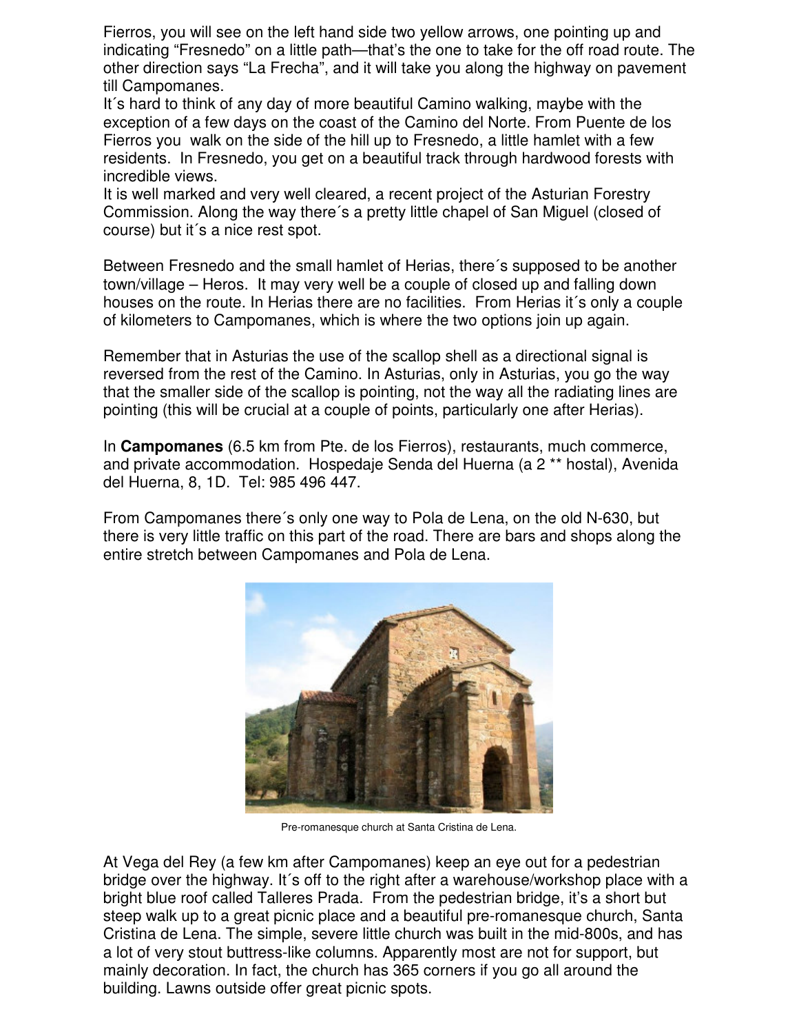Fierros, you will see on the left hand side two yellow arrows, one pointing up and indicating “Fresnedo” on a little path—that’s the one to take for the off road route. The other direction says “La Frecha”, and it will take you along the highway on pavement till Campomanes.

It´s hard to think of any day of more beautiful Camino walking, maybe with the exception of a few days on the coast of the Camino del Norte. From Puente de los Fierros you walk on the side of the hill up to Fresnedo, a little hamlet with a few residents. In Fresnedo, you get on a beautiful track through hardwood forests with incredible views.

It is well marked and very well cleared, a recent project of the Asturian Forestry Commission. Along the way there´s a pretty little chapel of San Miguel (closed of course) but it´s a nice rest spot.

Between Fresnedo and the small hamlet of Herias, there´s supposed to be another town/village – Heros. It may very well be a couple of closed up and falling down houses on the route. In Herias there are no facilities. From Herias it´s only a couple of kilometers to Campomanes, which is where the two options join up again.

Remember that in Asturias the use of the scallop shell as a directional signal is reversed from the rest of the Camino. In Asturias, only in Asturias, you go the way that the smaller side of the scallop is pointing, not the way all the radiating lines are pointing (this will be crucial at a couple of points, particularly one after Herias).

In **Campomanes** (6.5 km from Pte. de los Fierros), restaurants, much commerce, and private accommodation. Hospedaje Senda del Huerna (a 2 ** hostal), Avenida del Huerna, 8, 1D. Tel: 985 496 447.

From Campomanes there´s only one way to Pola de Lena, on the old N-630, but there is very little traffic on this part of the road. There are bars and shops along the entire stretch between Campomanes and Pola de Lena.

Pre-romanesque church at Santa Cristina de Lena.

At Vega del Rey (a few km after Campomanes) keep an eye out for a pedestrian bridge over the highway. It´s off to the right after a warehouse/workshop place with a bright blue roof called Talleres Prada. From the pedestrian bridge, it’s a short but steep walk up to a great picnic place and a beautiful pre-romanesque church, Santa Cristina de Lena. The simple, severe little church was built in the mid-800s, and has a lot of very stout buttress-like columns. Apparently most are not for support, but mainly decoration. In fact, the church has 365 corners if you go all around the building. Lawns outside offer great picnic spots.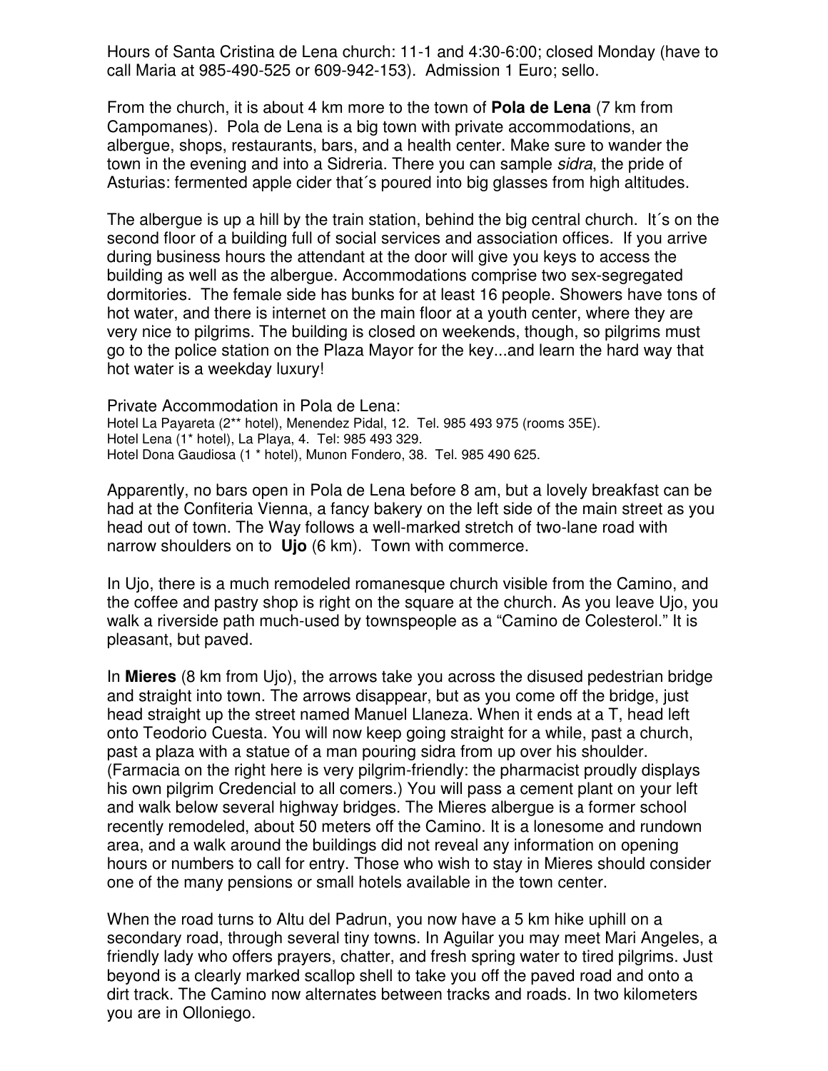Hours of Santa Cristina de Lena church: 11-1 and 4:30-6:00; closed Monday (have to call Maria at 985-490-525 or 609-942-153). Admission 1 Euro; sello.

From the church, it is about 4 km more to the town of **Pola de Lena** (7 km from Campomanes). Pola de Lena is a big town with private accommodations, an albergue, shops, restaurants, bars, and a health center. Make sure to wander the town in the evening and into a Sidreria. There you can sample *sidra*, the pride of Asturias: fermented apple cider that´s poured into big glasses from high altitudes.

The albergue is up a hill by the train station, behind the big central church. It´s on the second floor of a building full of social services and association offices. If you arrive during business hours the attendant at the door will give you keys to access the building as well as the albergue. Accommodations comprise two sex-segregated dormitories. The female side has bunks for at least 16 people. Showers have tons of hot water, and there is internet on the main floor at a youth center, where they are very nice to pilgrims. The building is closed on weekends, though, so pilgrims must go to the police station on the Plaza Mayor for the key...and learn the hard way that hot water is a weekday luxury!

Private Accommodation in Pola de Lena:
Hotel La Payareta (2** hotel), Menendez Pidal, 12. Tel. 985 493 975 (rooms 35E).
Hotel Lena (1* hotel), La Playa, 4. Tel: 985 493 329.
Hotel Dona Gaudiosa (1 * hotel), Munon Fondero, 38. Tel. 985 490 625.

Apparently, no bars open in Pola de Lena before 8 am, but a lovely breakfast can be had at the Confiteria Vienna, a fancy bakery on the left side of the main street as you head out of town. The Way follows a well-marked stretch of two-lane road with narrow shoulders on to **Ujo** (6 km). Town with commerce.

In Ujo, there is a much remodeled romanesque church visible from the Camino, and the coffee and pastry shop is right on the square at the church. As you leave Ujo, you walk a riverside path much-used by townspeople as a "Camino de Colesterol." It is pleasant, but paved.

In **Mieres** (8 km from Ujo), the arrows take you across the disused pedestrian bridge and straight into town. The arrows disappear, but as you come off the bridge, just head straight up the street named Manuel Llaneza. When it ends at a T, head left onto Teodorio Cuesta. You will now keep going straight for a while, past a church, past a plaza with a statue of a man pouring sidra from up over his shoulder. (Farmacia on the right here is very pilgrim-friendly: the pharmacist proudly displays his own pilgrim Credencial to all comers.) You will pass a cement plant on your left and walk below several highway bridges. The Mieres albergue is a former school recently remodeled, about 50 meters off the Camino. It is a lonesome and rundown area, and a walk around the buildings did not reveal any information on opening hours or numbers to call for entry. Those who wish to stay in Mieres should consider one of the many pensions or small hotels available in the town center.

When the road turns to Altu del Padrun, you now have a 5 km hike uphill on a secondary road, through several tiny towns. In Aguilar you may meet Mari Angeles, a friendly lady who offers prayers, chatter, and fresh spring water to tired pilgrims. Just beyond is a clearly marked scallop shell to take you off the paved road and onto a dirt track. The Camino now alternates between tracks and roads. In two kilometers you are in Olloniego.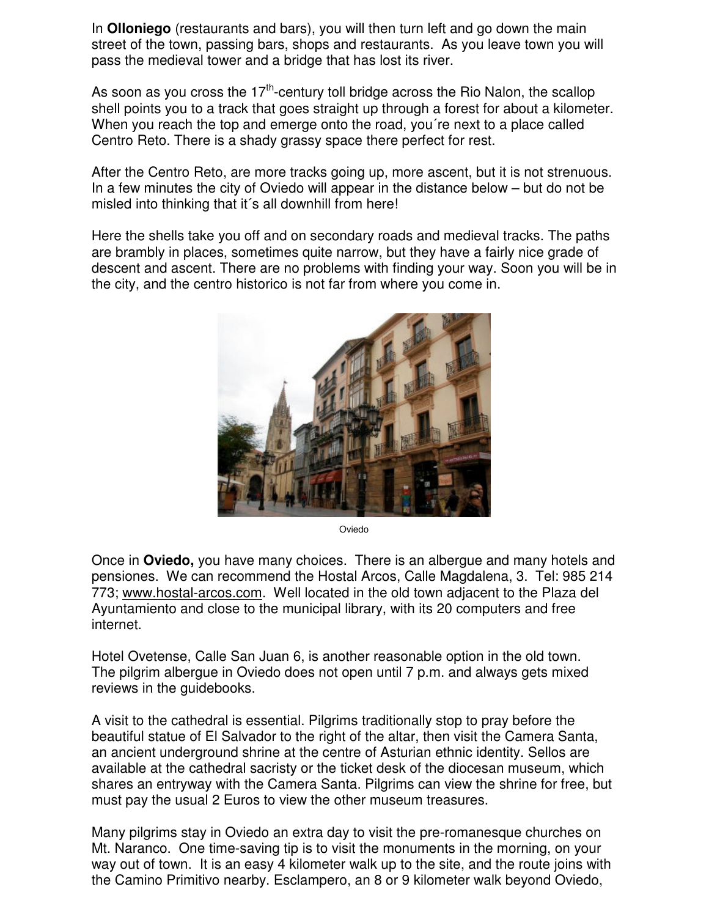In **Olloniego** (restaurants and bars), you will then turn left and go down the main street of the town, passing bars, shops and restaurants. As you leave town you will pass the medieval tower and a bridge that has lost its river.

As soon as you cross the 17th-century toll bridge across the Rio Nalon, the scallop shell points you to a track that goes straight up through a forest for about a kilometer. When you reach the top and emerge onto the road, you´re next to a place called Centro Reto. There is a shady grassy space there perfect for rest.

After the Centro Reto, are more tracks going up, more ascent, but it is not strenuous. In a few minutes the city of Oviedo will appear in the distance below – but do not be misled into thinking that it´s all downhill from here!

Here the shells take you off and on secondary roads and medieval tracks. The paths are brambly in places, sometimes quite narrow, but they have a fairly nice grade of descent and ascent. There are no problems with finding your way. Soon you will be in the city, and the centro historico is not far from where you come in.

Oviedo

Once in **Oviedo,** you have many choices. There is an albergue and many hotels and pensiones. We can recommend the Hostal Arcos, Calle Magdalena, 3. Tel: 985 214 773; www.hostal-arcos.com. Well located in the old town adjacent to the Plaza del Ayuntamiento and close to the municipal library, with its 20 computers and free internet.

Hotel Ovetense, Calle San Juan 6, is another reasonable option in the old town. The pilgrim albergue in Oviedo does not open until 7 p.m. and always gets mixed reviews in the guidebooks.

A visit to the cathedral is essential. Pilgrims traditionally stop to pray before the beautiful statue of El Salvador to the right of the altar, then visit the Camera Santa, an ancient underground shrine at the centre of Asturian ethnic identity. Sellos are available at the cathedral sacristy or the ticket desk of the diocesan museum, which shares an entryway with the Camera Santa. Pilgrims can view the shrine for free, but must pay the usual 2 Euros to view the other museum treasures.

Many pilgrims stay in Oviedo an extra day to visit the pre-romanesque churches on Mt. Naranco. One time-saving tip is to visit the monuments in the morning, on your way out of town. It is an easy 4 kilometer walk up to the site, and the route joins with the Camino Primitivo nearby. Esclampero, an 8 or 9 kilometer walk beyond Oviedo,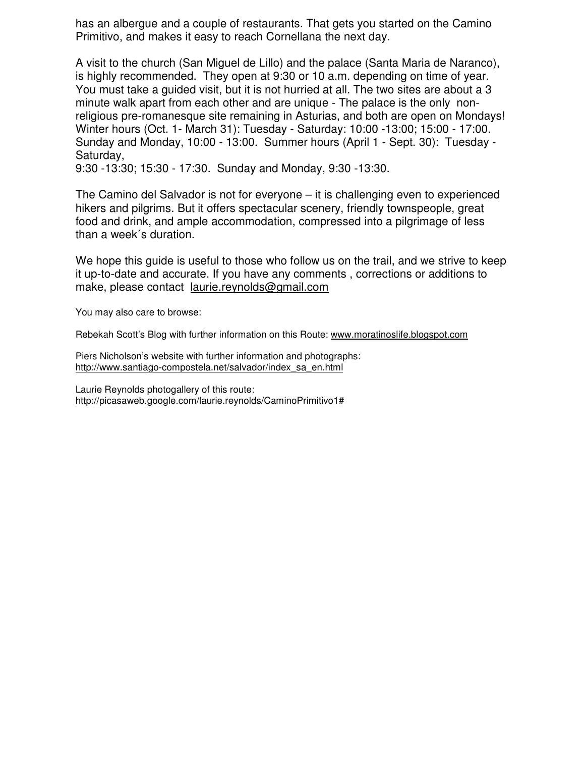has an albergue and a couple of restaurants. That gets you started on the Camino Primitivo, and makes it easy to reach Cornellana the next day.

A visit to the church (San Miguel de Lillo) and the palace (Santa Maria de Naranco), is highly recommended. They open at 9:30 or 10 a.m. depending on time of year. You must take a guided visit, but it is not hurried at all. The two sites are about a 3 minute walk apart from each other and are unique - The palace is the only non-religious pre-romanesque site remaining in Asturias, and both are open on Mondays! Winter hours (Oct. 1- March 31): Tuesday - Saturday: 10:00 -13:00; 15:00 - 17:00. Sunday and Monday, 10:00 - 13:00. Summer hours (April 1 - Sept. 30): Tuesday - Saturday,
9:30 -13:30; 15:30 - 17:30. Sunday and Monday, 9:30 -13:30.

The Camino del Salvador is not for everyone – it is challenging even to experienced hikers and pilgrims. But it offers spectacular scenery, friendly townspeople, great food and drink, and ample accommodation, compressed into a pilgrimage of less than a week´s duration.

We hope this guide is useful to those who follow us on the trail, and we strive to keep it up-to-date and accurate. If you have any comments , corrections or additions to make, please contact laurie.reynolds@gmail.com

You may also care to browse:

Rebekah Scott's Blog with further information on this Route: www.moratinoslife.blogspot.com

Piers Nicholson's website with further information and photographs:
http://www.santiago-compostela.net/salvador/index_sa_en.html

Laurie Reynolds photogallery of this route:
http://picasaweb.google.com/laurie.reynolds/CaminoPrimitivo1#